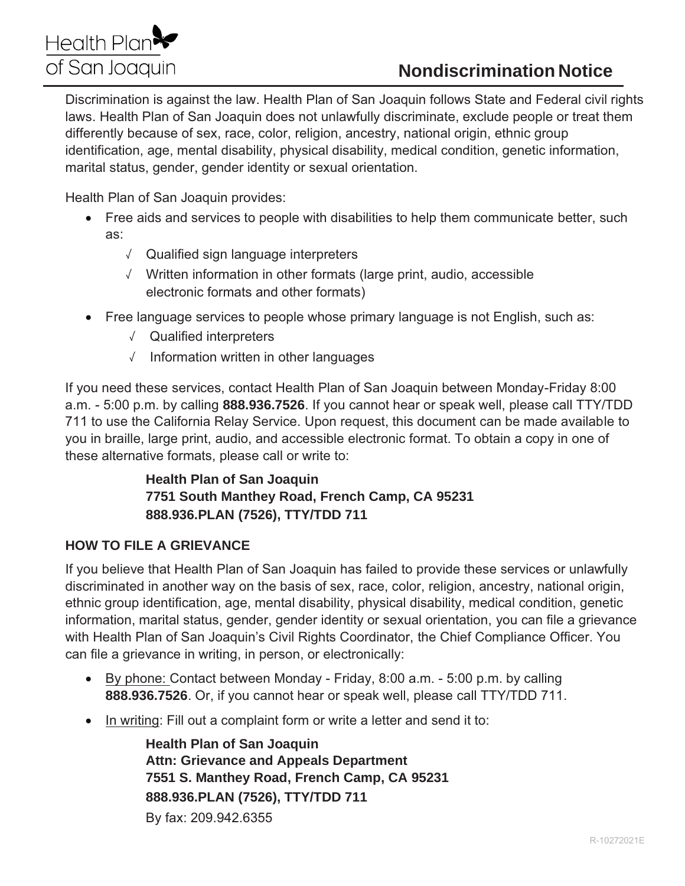Health Plan of San Joaquin

# Nondiscrimination Notice

Discrimination is against the law. Health Plan of San Joaquin follows State and Federal civil rights laws. Health Plan of San Joaquin does not unlawfully discriminate, exclude people or treat them differently because of sex, race, color, religion, ancestry, national origin, ethnic group identification, age, mental disability, physical disability, medical condition, genetic information, marital status, gender, gender identity or sexual orientation.

Health Plan of San Joaquin provides:

- Free aids and services to people with disabilities to help them communicate better, such as:
  - √ Qualified sign language interpreters
  - √ Written information in other formats (large print, audio, accessible electronic formats and other formats)
- Free language services to people whose primary language is not English, such as:
  - √ Qualified interpreters
  - √ Information written in other languages

If you need these services, contact Health Plan of San Joaquin between Monday-Friday 8:00 a.m. - 5:00 p.m. by calling **888.936.7526**. If you cannot hear or speak well, please call TTY/TDD 711 to use the California Relay Service. Upon request, this document can be made available to you in braille, large print, audio, and accessible electronic format. To obtain a copy in one of these alternative formats, please call or write to:

> **Health Plan of San Joaquin**
> **7751 South Manthey Road, French Camp, CA 95231**
> **888.936.PLAN (7526), TTY/TDD 711**

### HOW TO FILE A GRIEVANCE

If you believe that Health Plan of San Joaquin has failed to provide these services or unlawfully discriminated in another way on the basis of sex, race, color, religion, ancestry, national origin, ethnic group identification, age, mental disability, physical disability, medical condition, genetic information, marital status, gender, gender identity or sexual orientation, you can file a grievance with Health Plan of San Joaquin's Civil Rights Coordinator, the Chief Compliance Officer. You can file a grievance in writing, in person, or electronically:

- By phone: Contact between Monday - Friday, 8:00 a.m. - 5:00 p.m. by calling **888.936.7526**. Or, if you cannot hear or speak well, please call TTY/TDD 711.
- In writing: Fill out a complaint form or write a letter and send it to:

> **Health Plan of San Joaquin**
> **Attn: Grievance and Appeals Department**
> **7551 S. Manthey Road, French Camp, CA 95231**
> **888.936.PLAN (7526), TTY/TDD 711**
> By fax: 209.942.6355

R-10272021E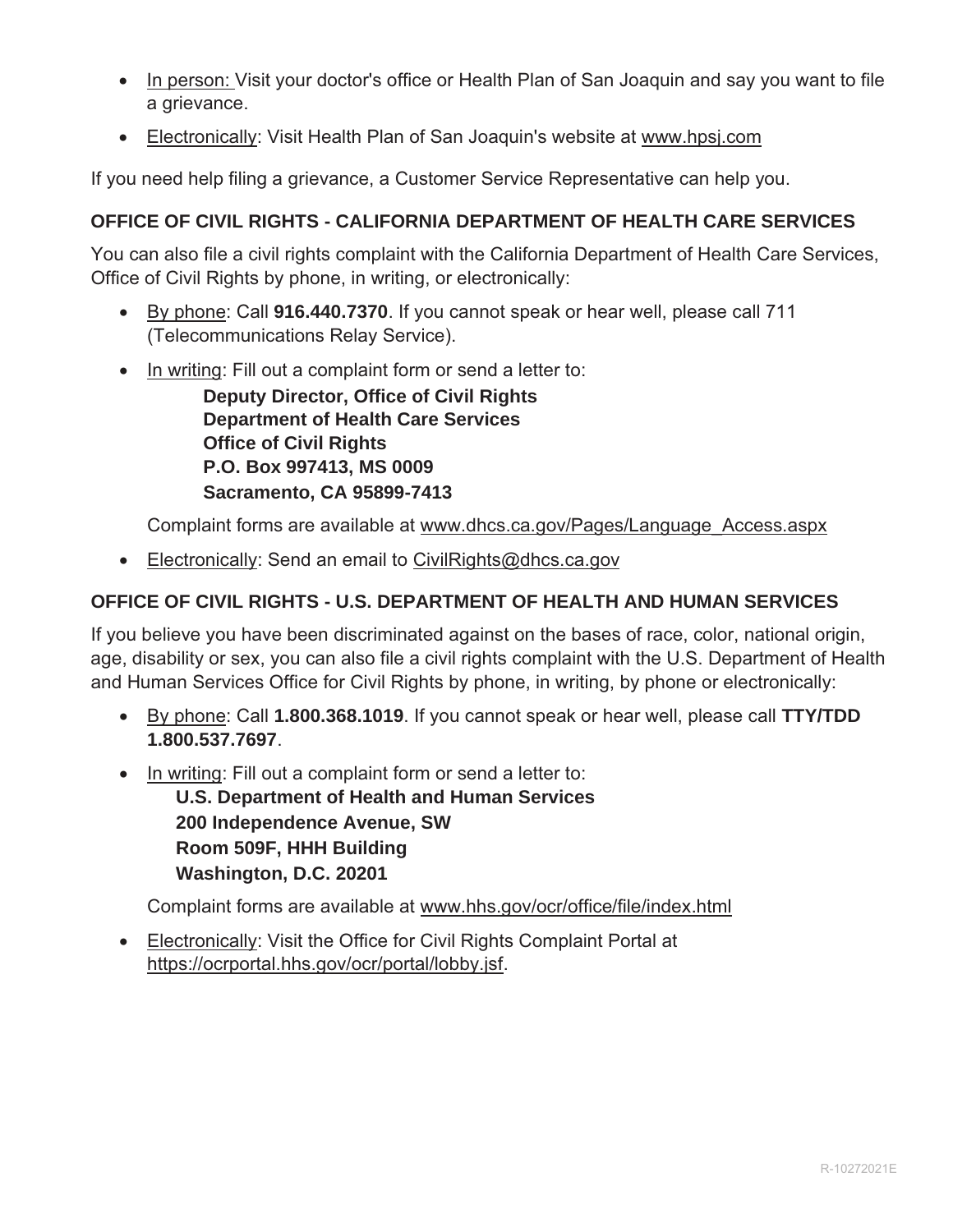- In person: Visit your doctor's office or Health Plan of San Joaquin and say you want to file a grievance.
- Electronically: Visit Health Plan of San Joaquin's website at www.hpsj.com

If you need help filing a grievance, a Customer Service Representative can help you.

### OFFICE OF CIVIL RIGHTS - CALIFORNIA DEPARTMENT OF HEALTH CARE SERVICES

You can also file a civil rights complaint with the California Department of Health Care Services, Office of Civil Rights by phone, in writing, or electronically:

- By phone: Call **916.440.7370**. If you cannot speak or hear well, please call 711 (Telecommunications Relay Service).
- In writing: Fill out a complaint form or send a letter to:

  **Deputy Director, Office of Civil Rights**
  **Department of Health Care Services**
  **Office of Civil Rights**
  **P.O. Box 997413, MS 0009**
  **Sacramento, CA 95899-7413**

  Complaint forms are available at www.dhcs.ca.gov/Pages/Language_Access.aspx

- Electronically: Send an email to CivilRights@dhcs.ca.gov

### OFFICE OF CIVIL RIGHTS - U.S. DEPARTMENT OF HEALTH AND HUMAN SERVICES

If you believe you have been discriminated against on the bases of race, color, national origin, age, disability or sex, you can also file a civil rights complaint with the U.S. Department of Health and Human Services Office for Civil Rights by phone, in writing, by phone or electronically:

- By phone: Call **1.800.368.1019**. If you cannot speak or hear well, please call **TTY/TDD 1.800.537.7697**.
- In writing: Fill out a complaint form or send a letter to:

  **U.S. Department of Health and Human Services**
  **200 Independence Avenue, SW**
  **Room 509F, HHH Building**
  **Washington, D.C. 20201**

  Complaint forms are available at www.hhs.gov/ocr/office/file/index.html

- Electronically: Visit the Office for Civil Rights Complaint Portal at https://ocrportal.hhs.gov/ocr/portal/lobby.jsf.

R-10272021E